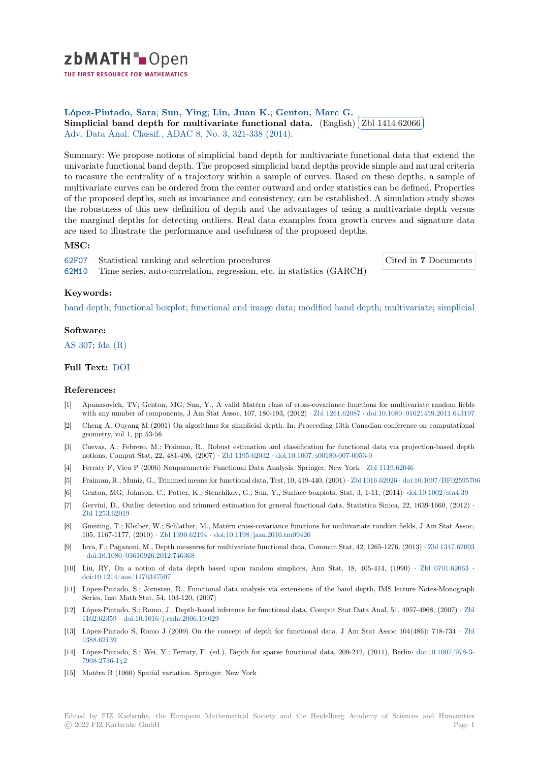zbMATH Open

THE FIRST RESOURCE FOR MATHEMATICS

**López-Pintado, Sara; Sun, Ying; Lin, Juan K.; Genton, Marc G.**

**Simplicial band depth for multivariate functional data.** (English) Zbl 1414.62066

Adv. Data Anal. Classif., ADAC 8, No. 3, 321-338 (2014).

Summary: We propose notions of simplicial band depth for multivariate functional data that extend the univariate functional band depth. The proposed simplicial band depths provide simple and natural criteria to measure the centrality of a trajectory within a sample of curves. Based on these depths, a sample of multivariate curves can be ordered from the center outward and order statistics can be defined. Properties of the proposed depths, such as invariance and consistency, can be established. A simulation study shows the robustness of this new definition of depth and the advantages of using a multivariate depth versus the marginal depths for detecting outliers. Real data examples from growth curves and signature data are used to illustrate the performance and usefulness of the proposed depths.

### MSC:

62F07 Statistical ranking and selection procedures

62M10 Time series, auto-correlation, regression, etc. in statistics (GARCH)

Cited in **7** Documents

### Keywords:

band depth; functional boxplot; functional and image data; modified band depth; multivariate; simplicial

### Software:

AS 307; fda (R)

### Full Text: DOI

### References:

[1] Apanasovich, TV; Genton, MG; Sun, Y., A valid Matérn class of cross-covariance functions for multivariate random fields with any number of components, J Am Stat Assoc, 107, 180-193, (2012) · Zbl 1261.62087 · doi:10.1080/01621459.2011.643197

[2] Cheng A, Ouyang M (2001) On algorithms for simplicial depth. In: Proceeding 13th Canadian conference on computational geometry, vol 1, pp 53-56

[3] Cuevas, A.; Febrero, M.; Fraiman, R., Robust estimation and classification for functional data via projection-based depth notions, Comput Stat, 22, 481-496, (2007) · Zbl 1195.62032 · doi:10.1007/s00180-007-0053-0

[4] Ferraty F, Vieu P (2006) Nonparametric Functional Data Analysis. Springer, New York · Zbl 1119.62046

[5] Fraiman, R.; Muniz, G., Trimmed means for functional data, Test, 10, 419-440, (2001) · Zbl 1016.62026 · doi:10.1007/BF02595706

[6] Genton, MG; Johnson, C.; Potter, K.; Stenchikov, G.; Sun, Y., Surface boxplots, Stat, 3, 1-11, (2014)· doi:10.1002/sta4.39

[7] Gervini, D., Outlier detection and trimmed estimation for general functional data, Statistica Sinica, 22, 1639-1660, (2012) · Zbl 1253.62019

[8] Gneiting, T.; Kleiber, W.; Schlather, M., Matérn cross-covariance functions for multivariate random fields, J Am Stat Assoc, 105, 1167-1177, (2010) · Zbl 1390.62194 · doi:10.1198/jasa.2010.tm09420

[9] Ieva, F.; Paganoni, M., Depth measures for multivariate functional data, Commun Stat, 42, 1265-1276, (2013) · Zbl 1347.62093 · doi:10.1080/03610926.2012.746368

[10] Liu, RY, On a notion of data depth based upon random simplices, Ann Stat, 18, 405-414, (1990) · Zbl 0701.62063 · doi:10.1214/aos/1176347507

[11] López-Pintado, S.; Jörnsten, R., Functional data analysis via extensions of the band depth, IMS lecture Notes-Monograph Series, Inst Math Stat, 54, 103-120, (2007)

[12] López-Pintado, S.; Romo, J., Depth-based inference for functional data, Comput Stat Data Anal, 51, 4957-4968, (2007) · Zbl 1162.62359 · doi:10.1016/j.csda.2006.10.029

[13] López-Pintado S, Romo J (2009) On the concept of depth for functional data. J Am Stat Assoc 104(486): 718-734 · Zbl 1388.62139

[14] López-Pintado, S.; Wei, Y.; Ferraty, F. (ed.), Depth for sparse functional data, 209-212, (2011), Berlin· doi:10.1007/978-3-7908-2736-1$_3$2

[15] Matérn B (1960) Spatial variation. Springer, New York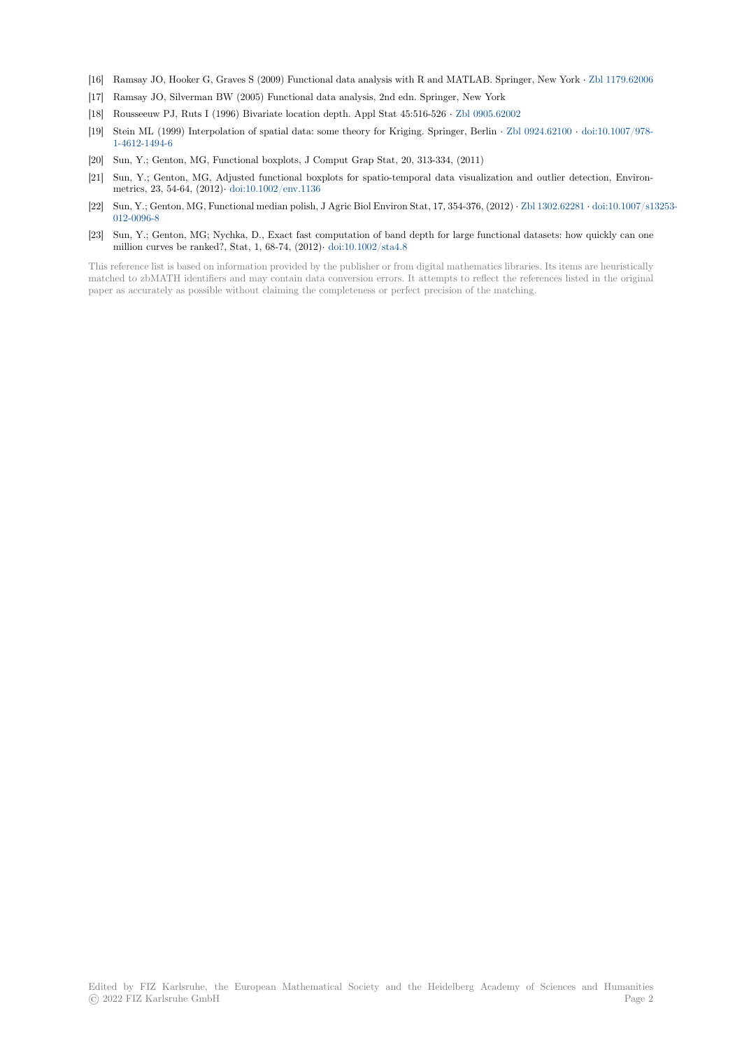[16] Ramsay JO, Hooker G, Graves S (2009) Functional data analysis with R and MATLAB. Springer, New York · Zbl 1179.62006

[17] Ramsay JO, Silverman BW (2005) Functional data analysis, 2nd edn. Springer, New York

[18] Rousseeuw PJ, Ruts I (1996) Bivariate location depth. Appl Stat 45:516-526 · Zbl 0905.62002

[19] Stein ML (1999) Interpolation of spatial data: some theory for Kriging. Springer, Berlin · Zbl 0924.62100 · doi:10.1007/978-1-4612-1494-6

[20] Sun, Y.; Genton, MG, Functional boxplots, J Comput Grap Stat, 20, 313-334, (2011)

[21] Sun, Y.; Genton, MG, Adjusted functional boxplots for spatio-temporal data visualization and outlier detection, Environmetrics, 23, 54-64, (2012)· doi:10.1002/env.1136

[22] Sun, Y.; Genton, MG, Functional median polish, J Agric Biol Environ Stat, 17, 354-376, (2012) · Zbl 1302.62281 · doi:10.1007/s13253-012-0096-8

[23] Sun, Y.; Genton, MG; Nychka, D., Exact fast computation of band depth for large functional datasets: how quickly can one million curves be ranked?, Stat, 1, 68-74, (2012)· doi:10.1002/sta4.8

This reference list is based on information provided by the publisher or from digital mathematics libraries. Its items are heuristically matched to zbMATH identifiers and may contain data conversion errors. It attempts to reflect the references listed in the original paper as accurately as possible without claiming the completeness or perfect precision of the matching.